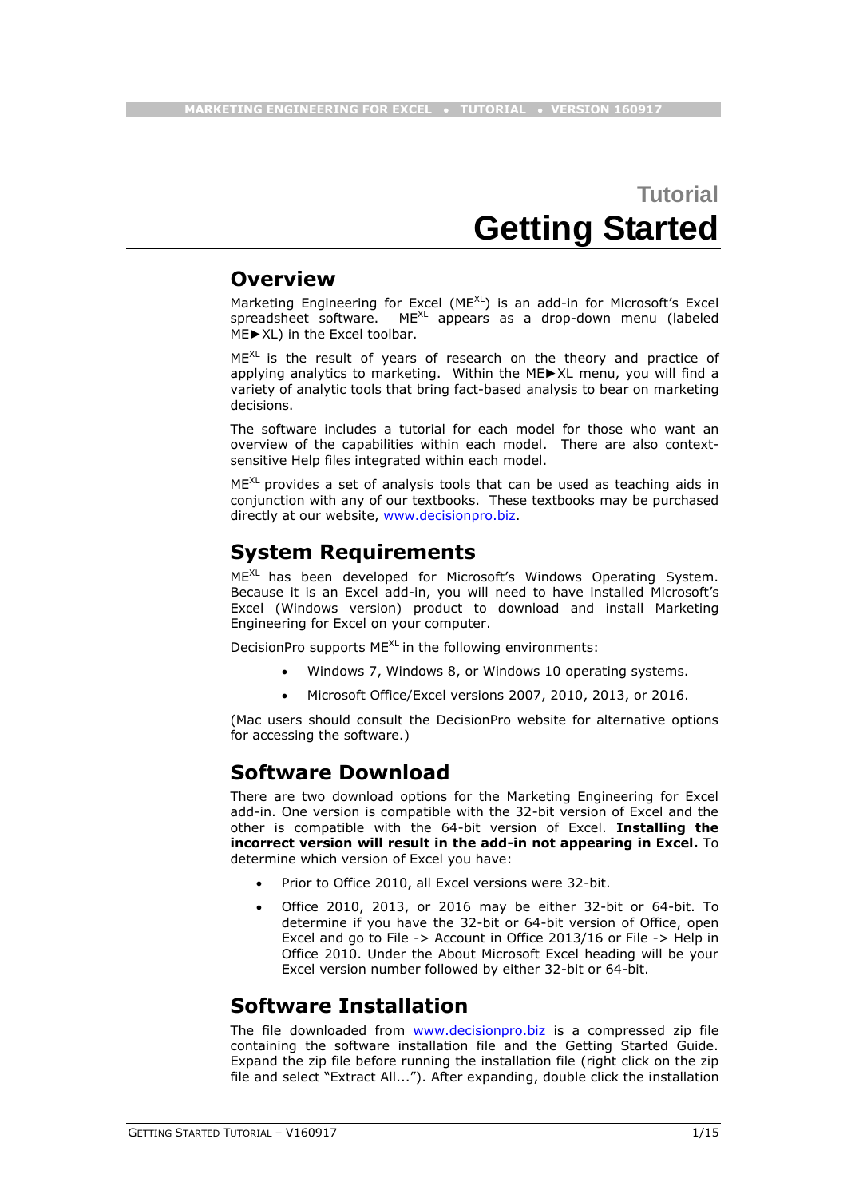# Tutorial
# Getting Started

## Overview

Marketing Engineering for Excel ($ME^{XL}$) is an add-in for Microsoft's Excel spreadsheet software. $ME^{XL}$ appears as a drop-down menu (labeled ME►XL) in the Excel toolbar.

$ME^{XL}$ is the result of years of research on the theory and practice of applying analytics to marketing. Within the ME►XL menu, you will find a variety of analytic tools that bring fact-based analysis to bear on marketing decisions.

The software includes a tutorial for each model for those who want an overview of the capabilities within each model. There are also context-sensitive Help files integrated within each model.

$ME^{XL}$ provides a set of analysis tools that can be used as teaching aids in conjunction with any of our textbooks. These textbooks may be purchased directly at our website, www.decisionpro.biz.

## System Requirements

$ME^{XL}$ has been developed for Microsoft's Windows Operating System. Because it is an Excel add-in, you will need to have installed Microsoft's Excel (Windows version) product to download and install Marketing Engineering for Excel on your computer.

DecisionPro supports $ME^{XL}$ in the following environments:

- Windows 7, Windows 8, or Windows 10 operating systems.
- Microsoft Office/Excel versions 2007, 2010, 2013, or 2016.

(Mac users should consult the DecisionPro website for alternative options for accessing the software.)

## Software Download

There are two download options for the Marketing Engineering for Excel add-in. One version is compatible with the 32-bit version of Excel and the other is compatible with the 64-bit version of Excel. **Installing the incorrect version will result in the add-in not appearing in Excel.** To determine which version of Excel you have:

- Prior to Office 2010, all Excel versions were 32-bit.
- Office 2010, 2013, or 2016 may be either 32-bit or 64-bit. To determine if you have the 32-bit or 64-bit version of Office, open Excel and go to File -> Account in Office 2013/16 or File -> Help in Office 2010. Under the About Microsoft Excel heading will be your Excel version number followed by either 32-bit or 64-bit.

## Software Installation

The file downloaded from www.decisionpro.biz is a compressed zip file containing the software installation file and the Getting Started Guide. Expand the zip file before running the installation file (right click on the zip file and select "Extract All..."). After expanding, double click the installation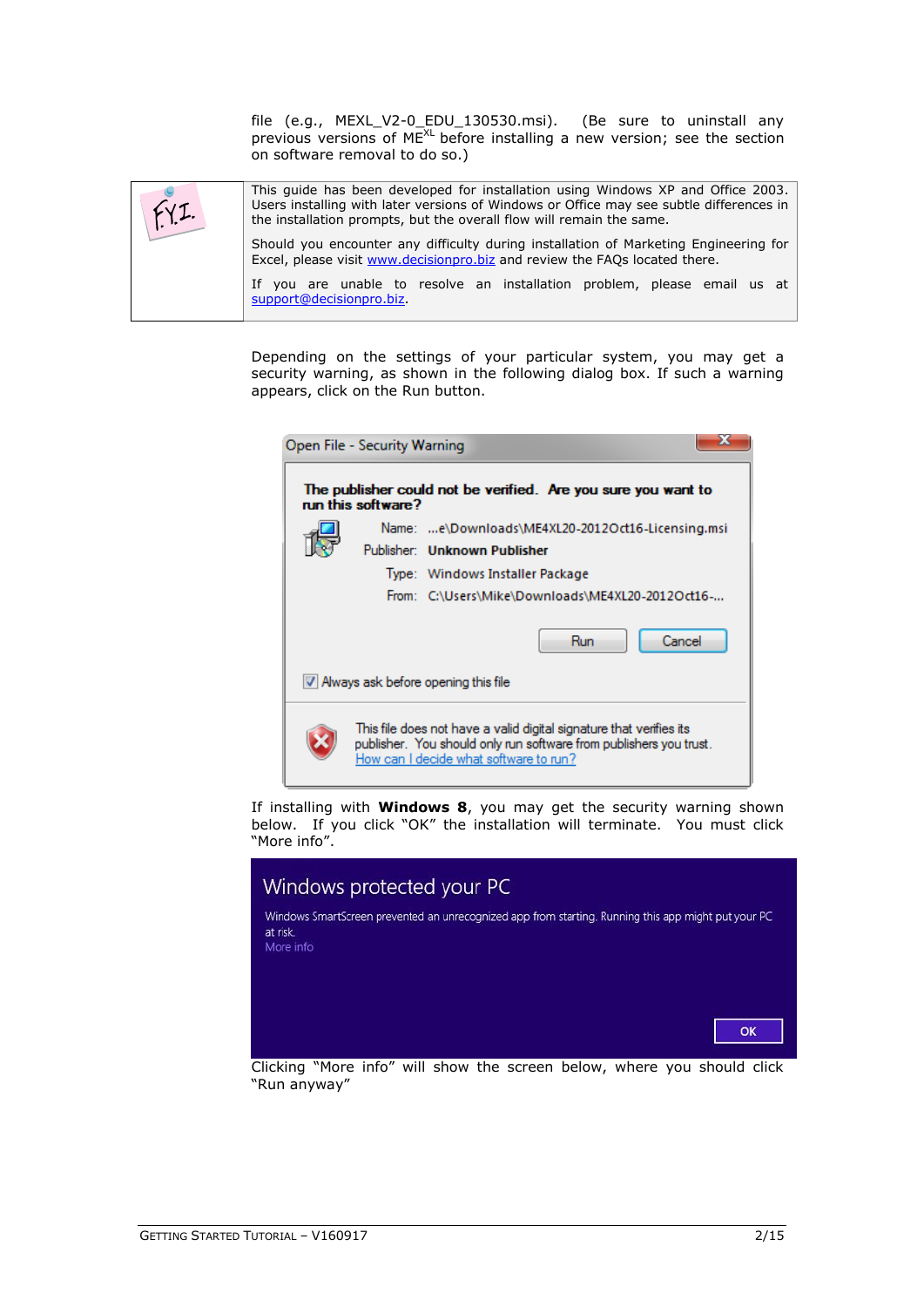file (e.g., MEXL_V2-0_EDU_130530.msi). (Be sure to uninstall any previous versions of ME[XL] before installing a new version; see the section on software removal to do so.)

| F.Y.I. | This guide has been developed for installation using Windows XP and Office 2003. Users installing with later versions of Windows or Office may see subtle differences in the installation prompts, but the overall flow will remain the same.<br><br>Should you encounter any difficulty during installation of Marketing Engineering for Excel, please visit www.decisionpro.biz and review the FAQs located there.<br><br>If you are unable to resolve an installation problem, please email us at support@decisionpro.biz. |
|---|---|

Depending on the settings of your particular system, you may get a security warning, as shown in the following dialog box. If such a warning appears, click on the Run button.

If installing with **Windows 8**, you may get the security warning shown below. If you click "OK" the installation will terminate. You must click "More info".

Clicking "More info" will show the screen below, where you should click "Run anyway"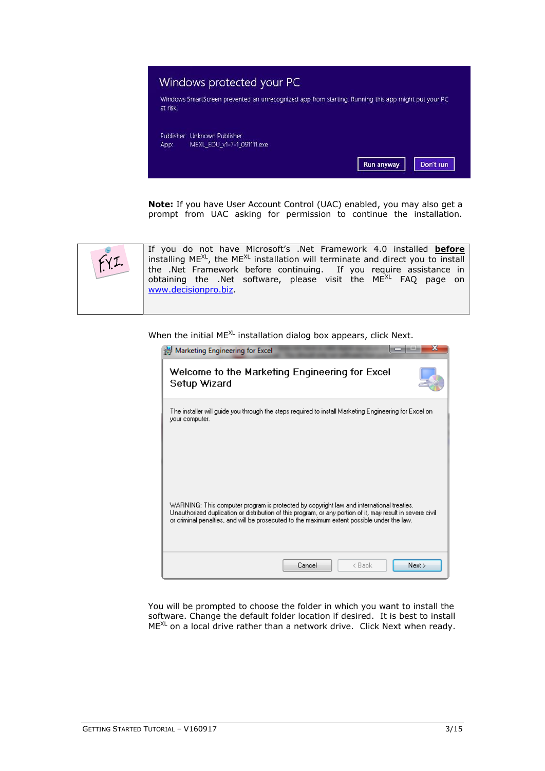**Note:** If you have User Account Control (UAC) enabled, you may also get a prompt from UAC asking for permission to continue the installation.

If you do not have Microsoft's .Net Framework 4.0 installed **before** installing ME$^{XL}$, the ME$^{XL}$ installation will terminate and direct you to install the .Net Framework before continuing. If you require assistance in obtaining the .Net software, please visit the ME$^{XL}$ FAQ page on www.decisionpro.biz.

When the initial ME$^{XL}$ installation dialog box appears, click Next.

You will be prompted to choose the folder in which you want to install the software. Change the default folder location if desired. It is best to install ME$^{XL}$ on a local drive rather than a network drive. Click Next when ready.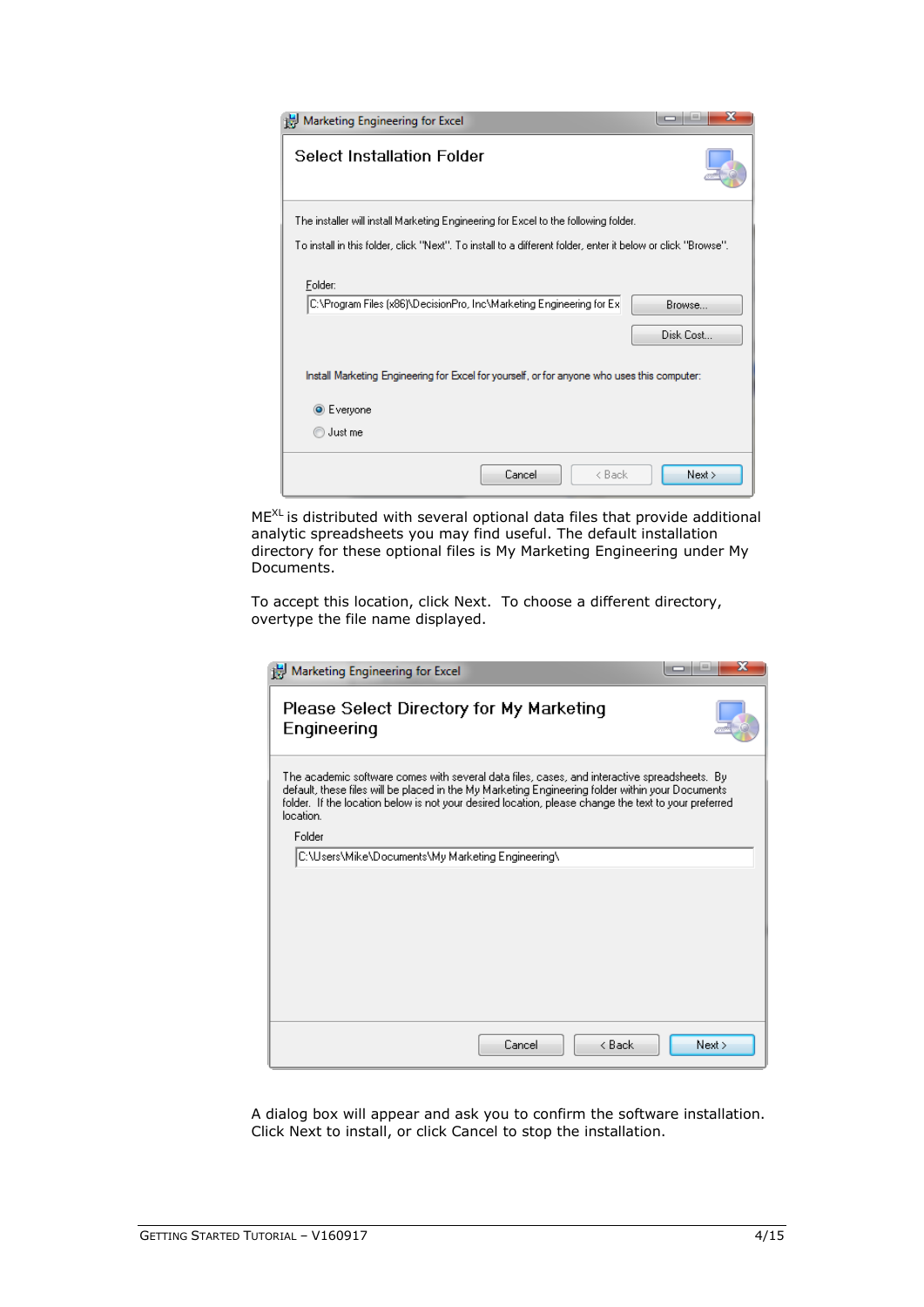ME$^{XL}$ is distributed with several optional data files that provide additional analytic spreadsheets you may find useful. The default installation directory for these optional files is My Marketing Engineering under My Documents.

To accept this location, click Next. To choose a different directory, overtype the file name displayed.

A dialog box will appear and ask you to confirm the software installation. Click Next to install, or click Cancel to stop the installation.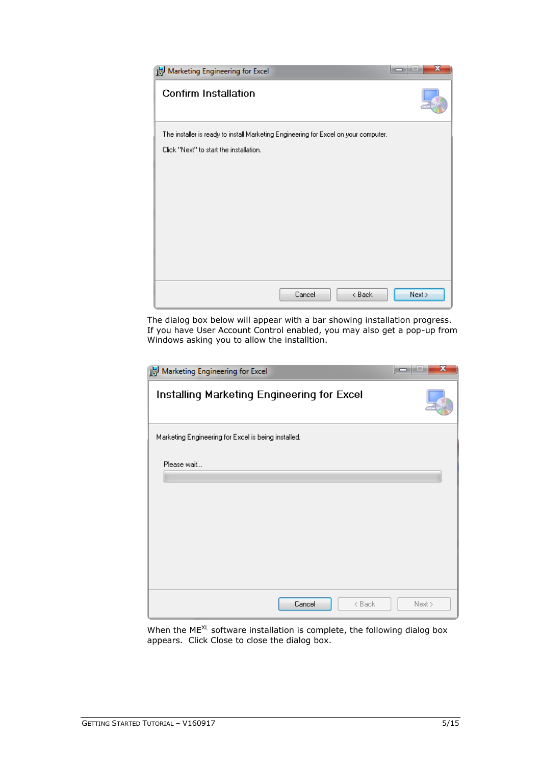The dialog box below will appear with a bar showing installation progress. If you have User Account Control enabled, you may also get a pop-up from Windows asking you to allow the installtion.

When the ME$^{XL}$ software installation is complete, the following dialog box appears. Click Close to close the dialog box.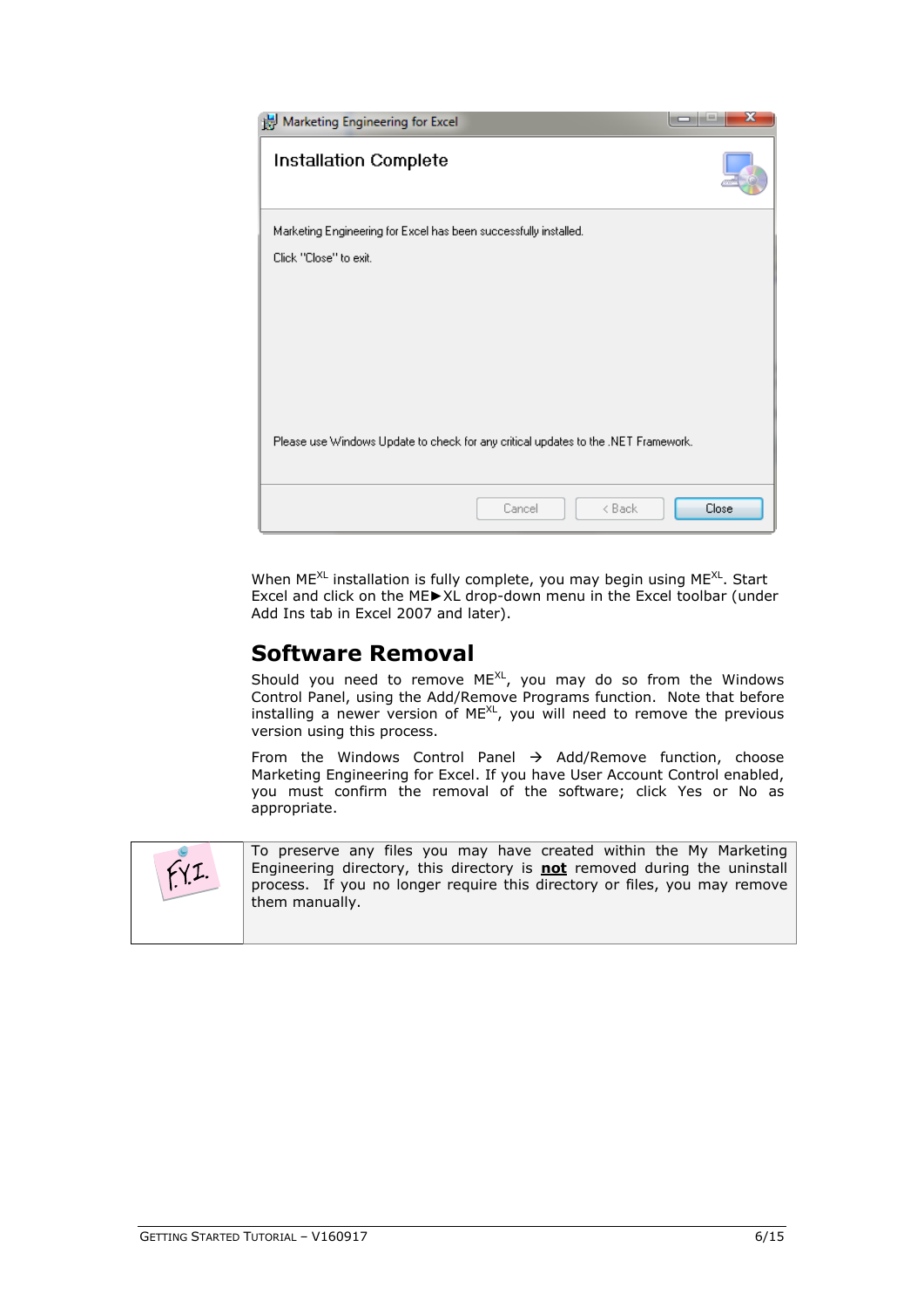When ME$^{XL}$ installation is fully complete, you may begin using ME$^{XL}$. Start Excel and click on the ME►XL drop-down menu in the Excel toolbar (under Add Ins tab in Excel 2007 and later).

## Software Removal

Should you need to remove ME$^{XL}$, you may do so from the Windows Control Panel, using the Add/Remove Programs function. Note that before installing a newer version of ME$^{XL}$, you will need to remove the previous version using this process.

From the Windows Control Panel → Add/Remove function, choose Marketing Engineering for Excel. If you have User Account Control enabled, you must confirm the removal of the software; click Yes or No as appropriate.

| F.Y.I. | To preserve any files you may have created within the My Marketing Engineering directory, this directory is **not** removed during the uninstall process. If you no longer require this directory or files, you may remove them manually. |
|---|---|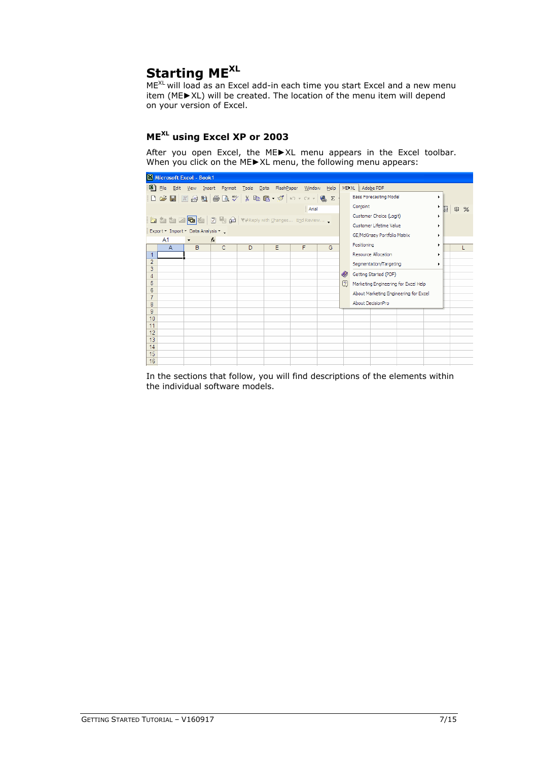# Starting ME$^{XL}$

ME$^{XL}$ will load as an Excel add-in each time you start Excel and a new menu item (ME►XL) will be created. The location of the menu item will depend on your version of Excel.

## ME$^{XL}$ using Excel XP or 2003

After you open Excel, the ME►XL menu appears in the Excel toolbar. When you click on the ME►XL menu, the following menu appears:

In the sections that follow, you will find descriptions of the elements within the individual software models.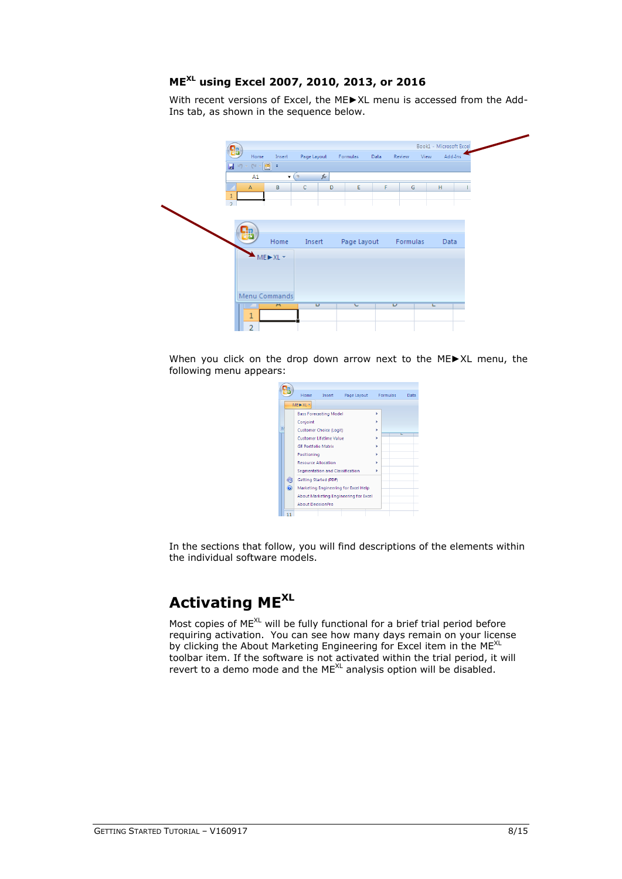### ME$^{XL}$ using Excel 2007, 2010, 2013, or 2016

With recent versions of Excel, the ME►XL menu is accessed from the Add-Ins tab, as shown in the sequence below.

When you click on the drop down arrow next to the ME►XL menu, the following menu appears:

In the sections that follow, you will find descriptions of the elements within the individual software models.

# Activating ME$^{XL}$

Most copies of ME$^{XL}$ will be fully functional for a brief trial period before requiring activation. You can see how many days remain on your license by clicking the About Marketing Engineering for Excel item in the ME$^{XL}$ toolbar item. If the software is not activated within the trial period, it will revert to a demo mode and the ME$^{XL}$ analysis option will be disabled.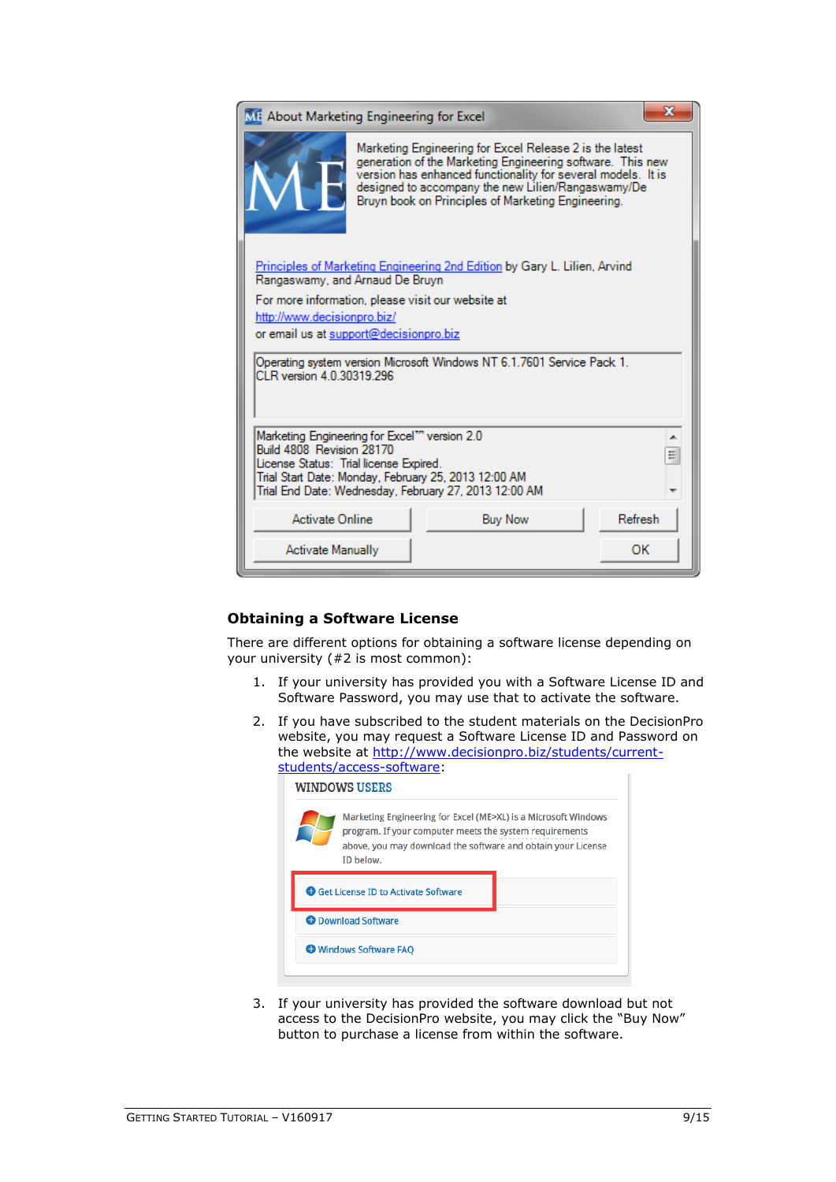## Obtaining a Software License

There are different options for obtaining a software license depending on your university (#2 is most common):

1. If your university has provided you with a Software License ID and Software Password, you may use that to activate the software.
2. If you have subscribed to the student materials on the DecisionPro website, you may request a Software License ID and Password on the website at http://www.decisionpro.biz/students/current-students/access-software:
3. If your university has provided the software download but not access to the DecisionPro website, you may click the "Buy Now" button to purchase a license from within the software.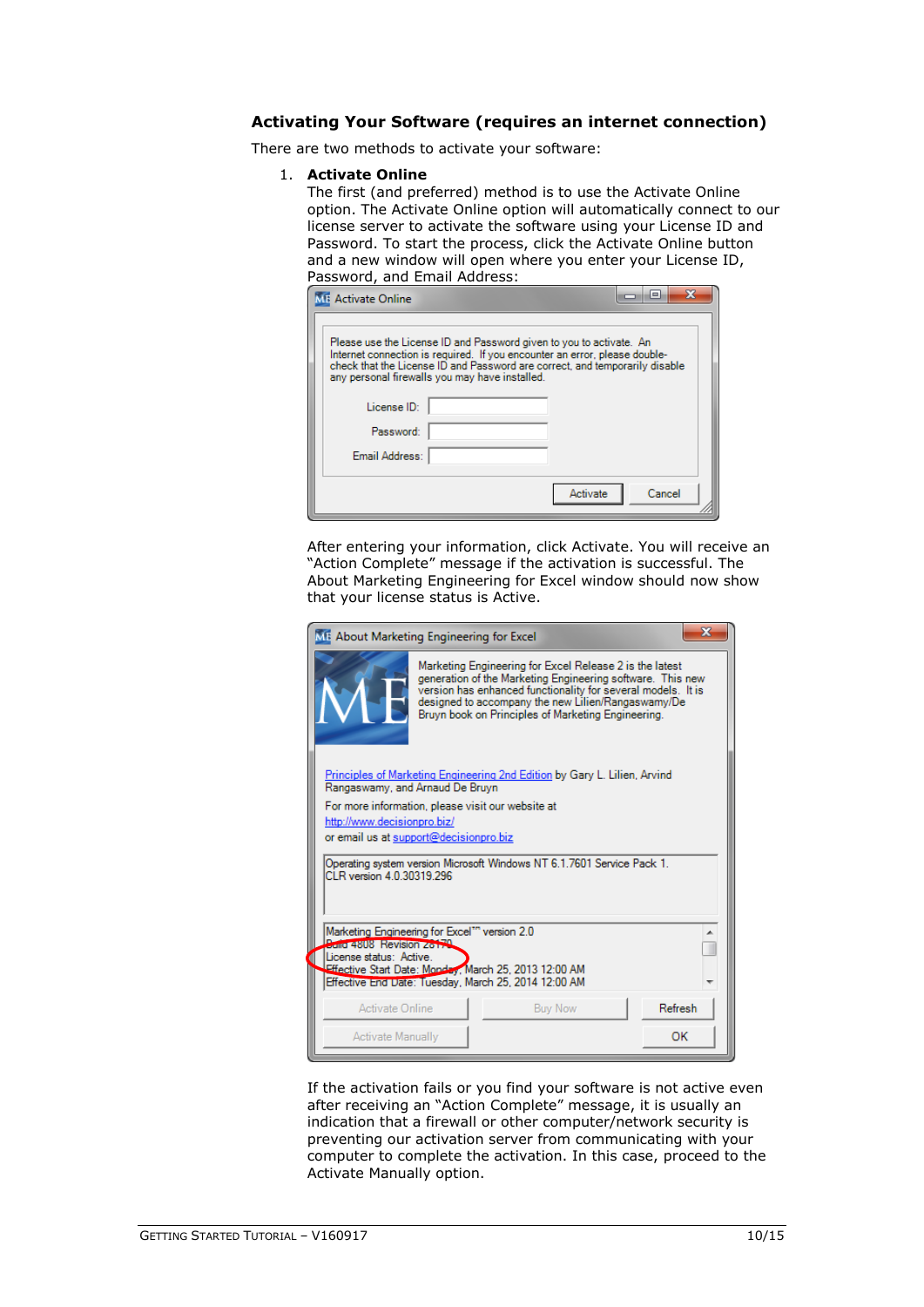## Activating Your Software (requires an internet connection)

There are two methods to activate your software:

1. **Activate Online**
   The first (and preferred) method is to use the Activate Online option. The Activate Online option will automatically connect to our license server to activate the software using your License ID and Password. To start the process, click the Activate Online button and a new window will open where you enter your License ID, Password, and Email Address:

   After entering your information, click Activate. You will receive an "Action Complete" message if the activation is successful. The About Marketing Engineering for Excel window should now show that your license status is Active.

   If the activation fails or you find your software is not active even after receiving an "Action Complete" message, it is usually an indication that a firewall or other computer/network security is preventing our activation server from communicating with your computer to complete the activation. In this case, proceed to the Activate Manually option.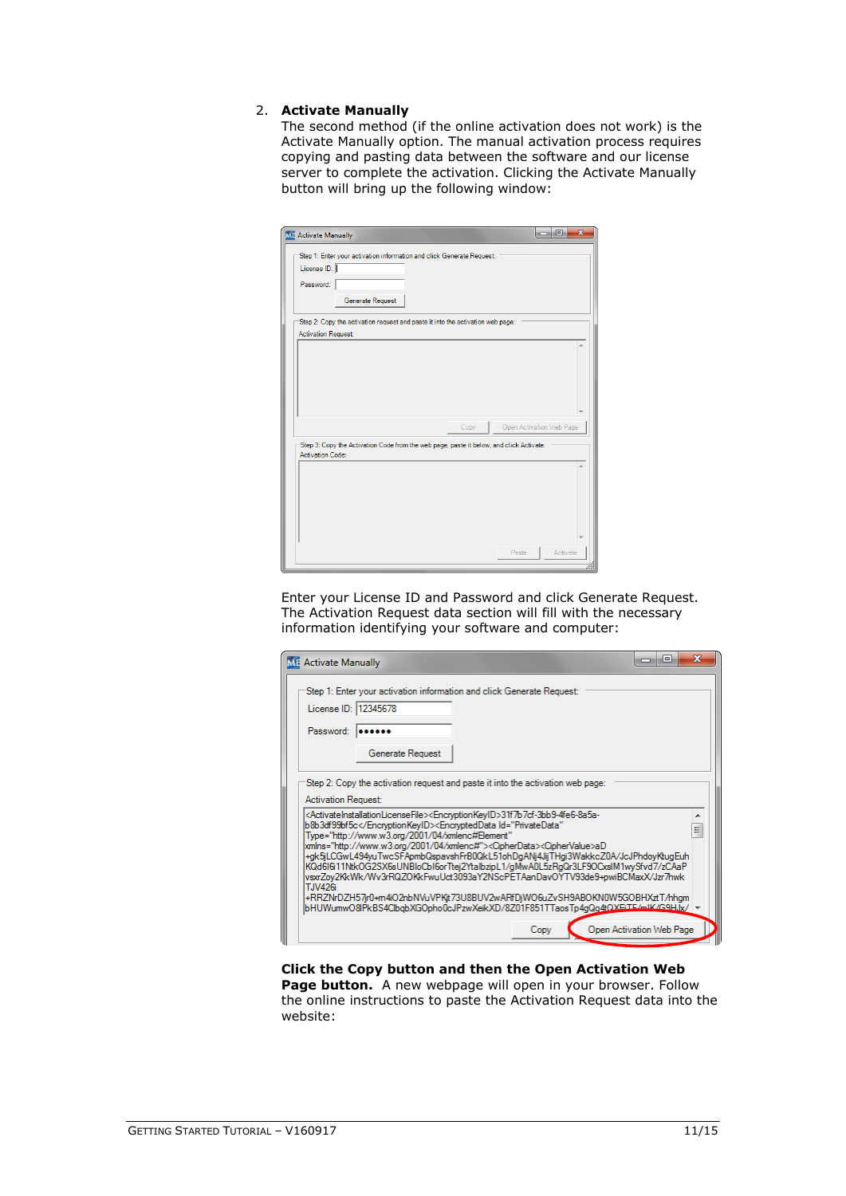2. **Activate Manually**
   The second method (if the online activation does not work) is the Activate Manually option. The manual activation process requires copying and pasting data between the software and our license server to complete the activation. Clicking the Activate Manually button will bring up the following window:

   Enter your License ID and Password and click Generate Request. The Activation Request data section will fill with the necessary information identifying your software and computer:

   **Click the Copy button and then the Open Activation Web Page button.** A new webpage will open in your browser. Follow the online instructions to paste the Activation Request data into the website: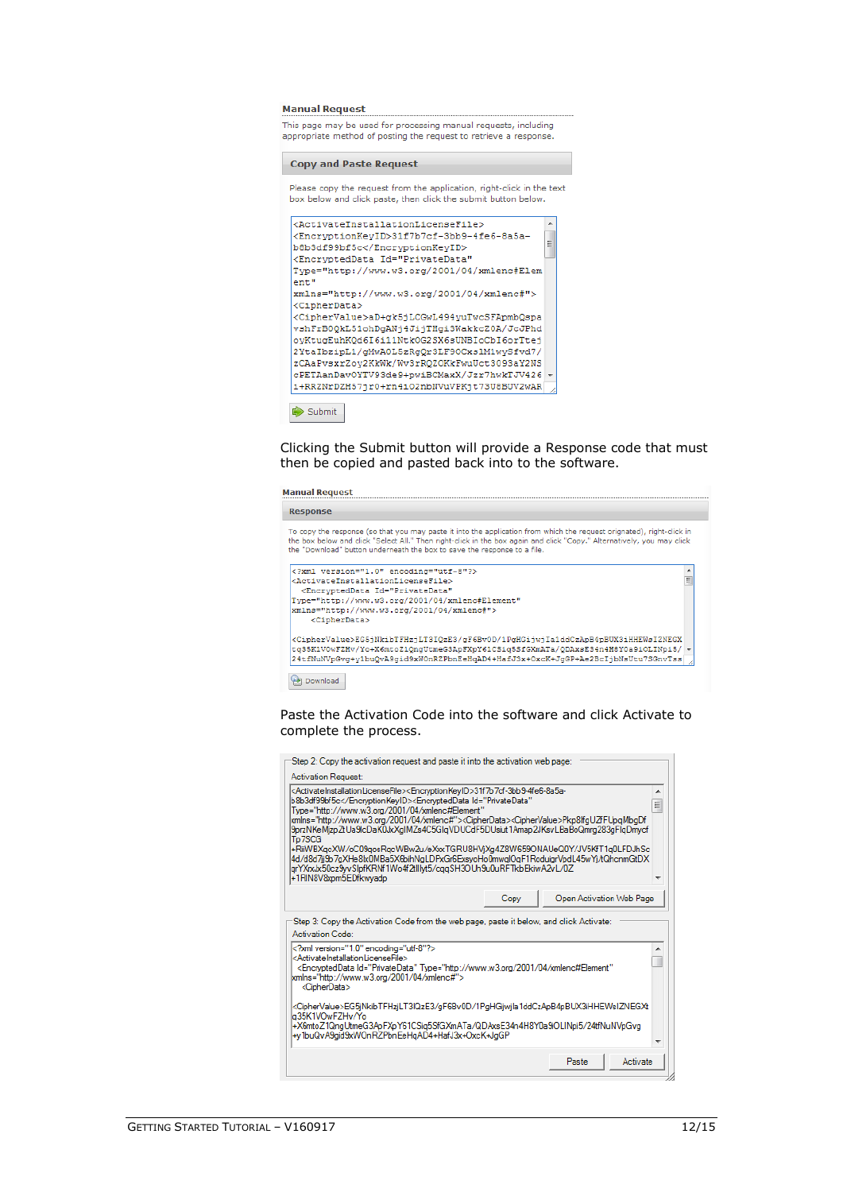**Manual Request**

This page may be used for processing manual requests, including appropriate method of posting the request to retrieve a response.

**Copy and Paste Request**

Please copy the request from the application, right-click in the text box below and click paste, then click the submit button below.

```
<ActivateInstallationLicenseFile>
<EncryptionKeyID>31f7b7cf-3bb9-4fe6-8a5a-b8b3df99bf5c</EncryptionKeyID>
<EncryptedData Id="PrivateData"
Type="http://www.w3.org/2001/04/xmlenc#Element"
xmlns="http://www.w3.org/2001/04/xmlenc#">
<CipherData>
<CipherValue>aD+gk5jLCGwL494yuTwcSFApmbQspa
vshFrB0QkL51ohDgANj4JjTHgi3WakkcZ0A/JcJPhd
oyKtugEuhKQd6I6i11Ntk0G2SX6sUNBIcCbI6orTtej
2YtaIbzipL1/gMwA0L5zRgQr3LF90Cxs1M1wySfvd7/
zCAaPvsxrZoy2KkWk/Wv3rRQZCKkFwuUct3093aY2NS
cPETAanDav0YTV93de9+pwiBCMaxX/Jzr7hwkTJV426
i+RRZNrDZH57jr0+rn4102nbNVuVFKjt73U8BUVZWAR
```

Submit

Clicking the Submit button will provide a Response code that must then be copied and pasted back into to the software.

**Manual Request**

**Response**

To copy the response (so that you may paste it into the application from which the request originated), right-click in the box below and click "Select All." Then right-click in the box again and click "Copy." Alternatively, you may click the "Download" button underneath the box to save the response to a file.

```
<?xml version="1.0" encoding="utf-8"?>
<ActivateInstallationLicenseFile>
  <EncryptedData Id="PrivateData"
Type="http://www.w3.org/2001/04/xmlenc#Element"
xmlns="http://www.w3.org/2001/04/xmlenc#">
    <CipherData>

<CipherValue>EG5jNkibTFHzjLT3IQzE3/gF6Bv0D/1PgHGijwjIa1ddCzApB4pBUX3iHHEWsIZNEGX
cq35K1VOwFZHv/Yo+X6mtoZ1QngUtmeG3ApFXpY61CSiq5SfGXmATa/QDAxsE34n4H8Y0a9iOLINpi5/
24tfNuNVpGvg+y1buQvA9gid9xWOnRZPbnEeHqAD4+HafJ3x+OxcK+JgGP+Ae25cIjbNsUtu7SGnvTss
```

Download

Paste the Activation Code into the software and click Activate to complete the process.

Step 2: Copy the activation request and paste it into the activation web page:

Activation Request:

```
<ActivateInstallationLicenseFile><EncryptionKeyID>31f7b7cf-3bb9-4fe6-8a5a-
b8b3df99bf5c</EncryptionKeyID><EncryptedData Id="PrivateData"
Type="http://www.w3.org/2001/04/xmlenc#Element"
xmlns="http://www.w3.org/2001/04/xmlenc#"><CipherData><CipherValue>Pkp8IfgUZFLpqMbgDf
9przNKeMjzpZtUa9lcDaK0JkXgIMZs4C5GIqVDUCdF5DUsiut1Amap2JKsvLBaBoQmrg283gFlqDmycf
Tp7SCG
+RiiWBXqcXW/oC09qosRqcWBw2u/eXxxTGRU8HVjXg4Z8W659ONAUeQ0Y/JV5KfT1q0LFDJhSc
4d/d8d7jj9b7qXHe8Ix0MBa5X6bihNgLDPxGr6ExsycHo0mwqI0qF1RcduigrVbdL45wYj/tQhcnmGtDX
qrYXxJx50cz9yvSIpfKRNf1Wo4f2tIllyt5/cqqSH3OUh9u0uRFTkbEkiwA2vL/0Z
+1RIN8V8xpm5EDfkwyadp
```

Copy | Open Activation Web Page

Step 3: Copy the Activation Code from the web page, paste it below, and click Activate:

Activation Code:

```
<?xml version="1.0" encoding="utf-8"?>
<ActivateInstallationLicenseFile>
  <EncryptedData Id="PrivateData" Type="http://www.w3.org/2001/04/xmlenc#Element"
xmlns="http://www.w3.org/2001/04/xmlenc#">
    <CipherData>

<CipherValue>EG5jNkibTFHzjLT3IQzE3/gF6Bv0D/1PgHGjwjIa1ddCzApB4pBUX3iHHEWsIZNEGX
q35K1VOwFZHv/Yo
+X6mtoZ1QngUtmeG3ApFXpY61CSiq5SfGXmATa/QDAxsE34n4H8Y0a9iOLINpi5/24tfNuNVpGvg
+y1buQvA9gid9xWOnRZPbnEeHqAD4+HafJ3x+OxcK+JgGP
```

Paste | Activate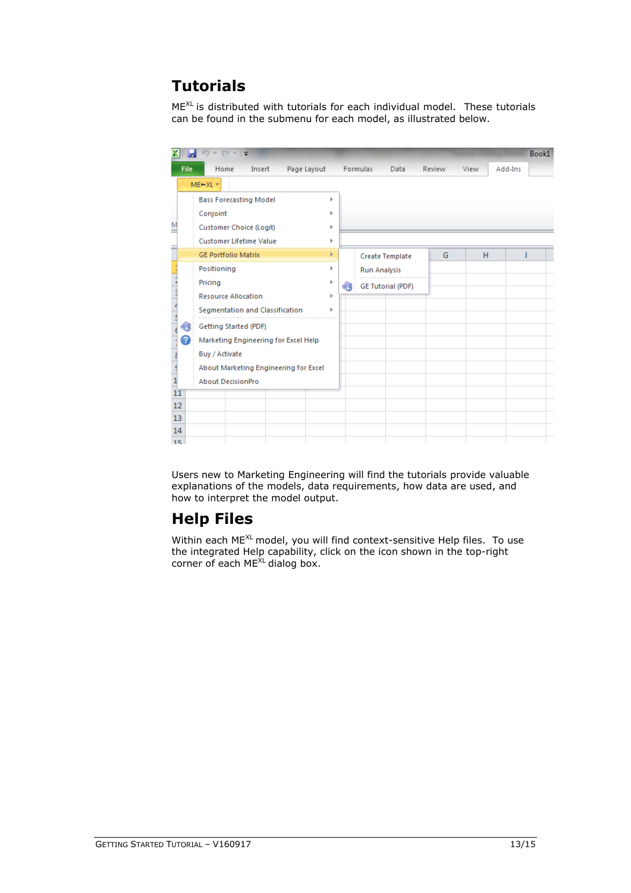# Tutorials

ME$^{XL}$ is distributed with tutorials for each individual model. These tutorials can be found in the submenu for each model, as illustrated below.

Users new to Marketing Engineering will find the tutorials provide valuable explanations of the models, data requirements, how data are used, and how to interpret the model output.

# Help Files

Within each ME$^{XL}$ model, you will find context-sensitive Help files. To use the integrated Help capability, click on the icon shown in the top-right corner of each ME$^{XL}$ dialog box.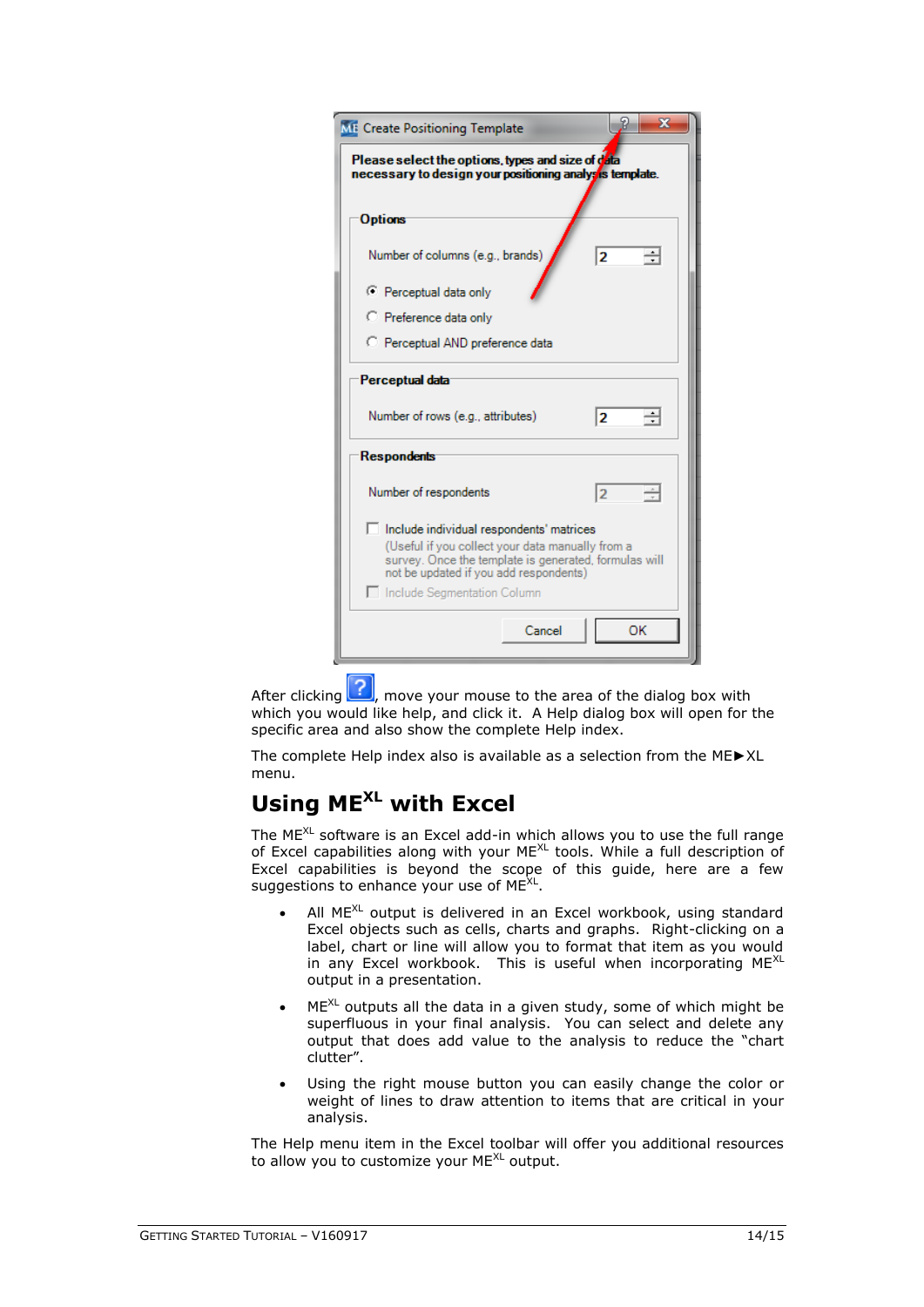After clicking ?, move your mouse to the area of the dialog box with which you would like help, and click it. A Help dialog box will open for the specific area and also show the complete Help index.

The complete Help index also is available as a selection from the ME►XL menu.

## Using ME$^{XL}$ with Excel

The ME$^{XL}$ software is an Excel add-in which allows you to use the full range of Excel capabilities along with your ME$^{XL}$ tools. While a full description of Excel capabilities is beyond the scope of this guide, here are a few suggestions to enhance your use of ME$^{XL}$.

- All ME$^{XL}$ output is delivered in an Excel workbook, using standard Excel objects such as cells, charts and graphs. Right-clicking on a label, chart or line will allow you to format that item as you would in any Excel workbook. This is useful when incorporating ME$^{XL}$ output in a presentation.
- ME$^{XL}$ outputs all the data in a given study, some of which might be superfluous in your final analysis. You can select and delete any output that does add value to the analysis to reduce the "chart clutter".
- Using the right mouse button you can easily change the color or weight of lines to draw attention to items that are critical in your analysis.

The Help menu item in the Excel toolbar will offer you additional resources to allow you to customize your ME$^{XL}$ output.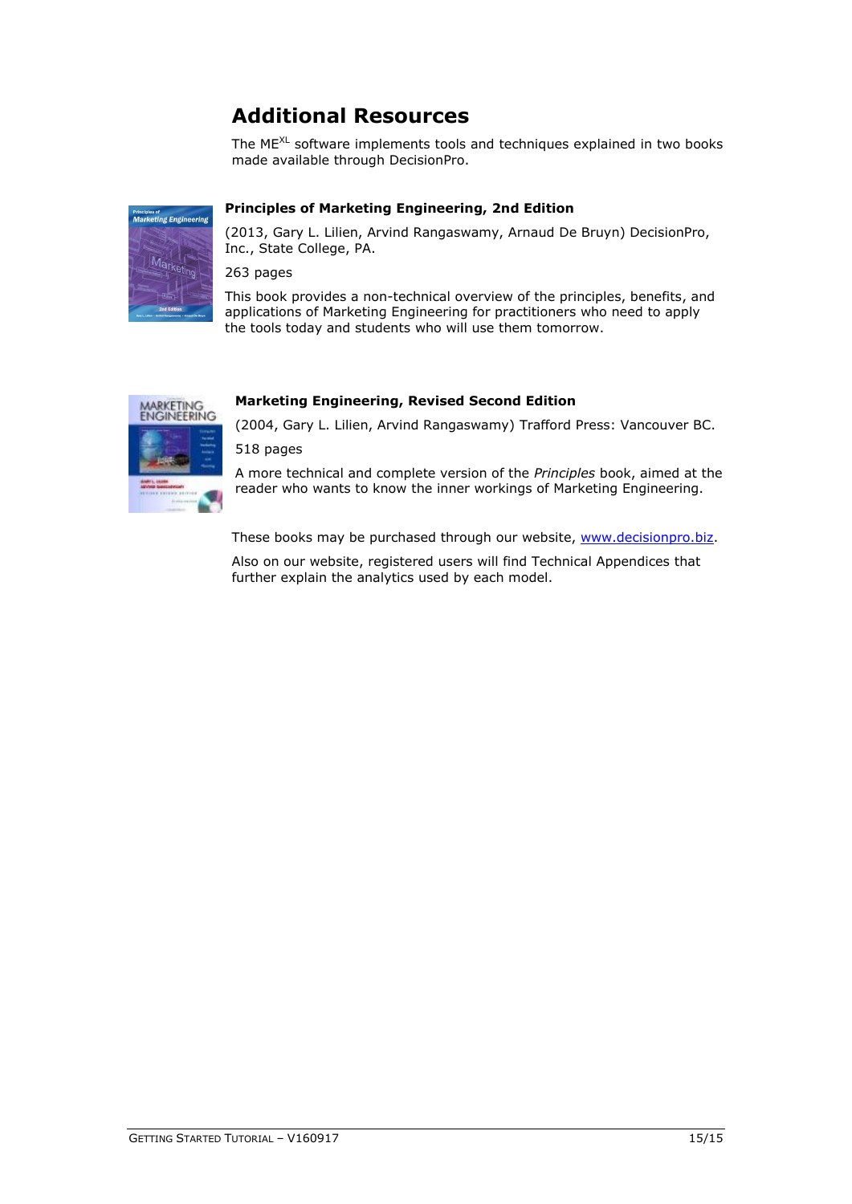# Additional Resources

The ME$^{XL}$ software implements tools and techniques explained in two books made available through DecisionPro.

**Principles of Marketing Engineering, 2nd Edition**

(2013, Gary L. Lilien, Arvind Rangaswamy, Arnaud De Bruyn) DecisionPro, Inc., State College, PA.

263 pages

This book provides a non-technical overview of the principles, benefits, and applications of Marketing Engineering for practitioners who need to apply the tools today and students who will use them tomorrow.

**Marketing Engineering, Revised Second Edition**

(2004, Gary L. Lilien, Arvind Rangaswamy) Trafford Press: Vancouver BC.

518 pages

A more technical and complete version of the *Principles* book, aimed at the reader who wants to know the inner workings of Marketing Engineering.

These books may be purchased through our website, www.decisionpro.biz.

Also on our website, registered users will find Technical Appendices that further explain the analytics used by each model.